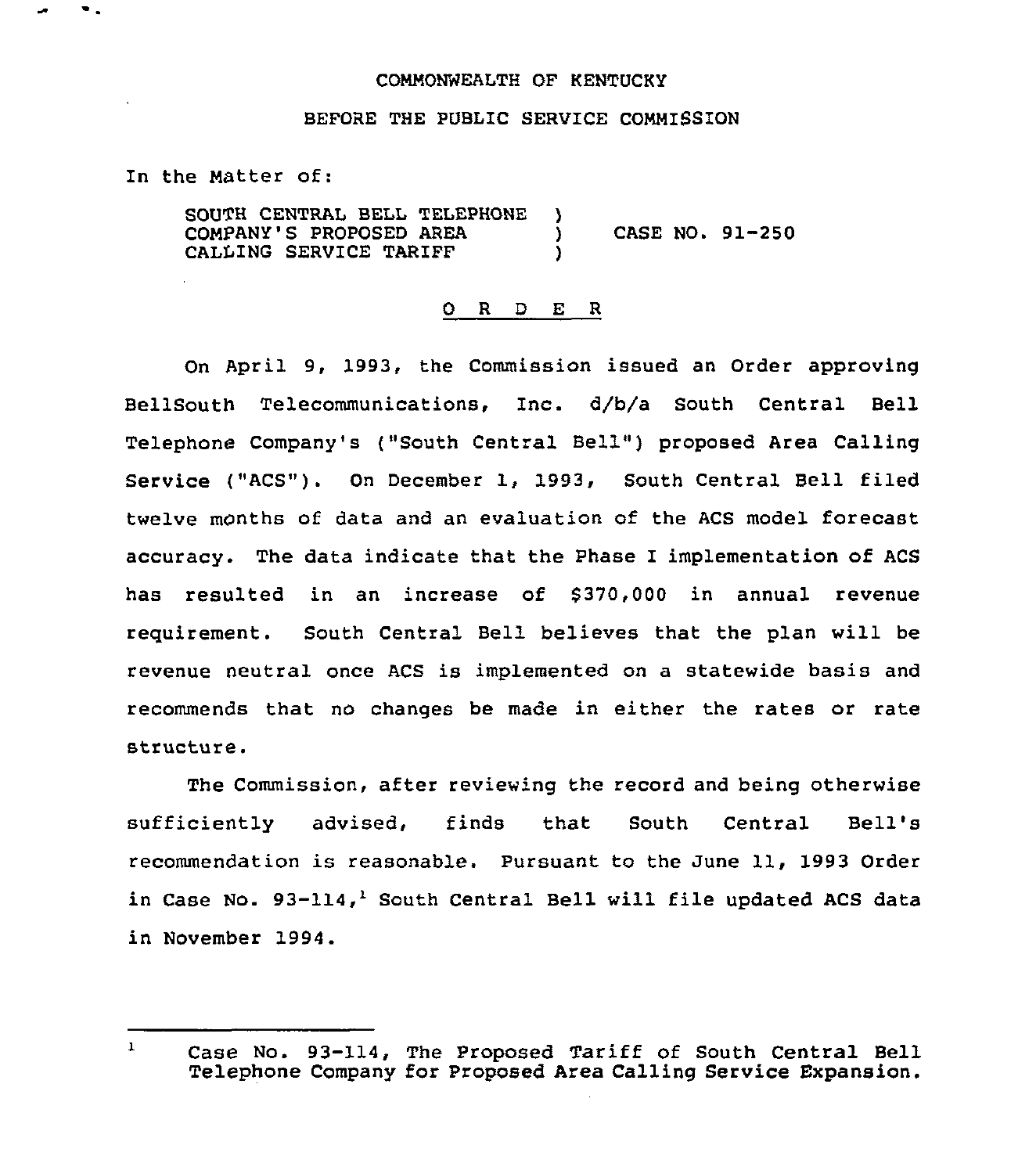COMMONWEALTH OF KENTUCKY

BEFORE THE PUBLIC SERVICE COMMISSION

In the Matter of:

SOUTH CENTRAL BELL TELEPHONE COMPANY'S PROPOSED AREA CALLING SERVICE TARIFF ) CASE NO. 91-250

# O R D E R

On April 9, 1993, the Commission issued an Order approving BellSouth Telecommunications, Inc. d/b/a South Central Bell Telephone Company's ("South Central Bell") proposed Area Calling Service ("ACS"). On December 1, 1993, South Central Bell filed twelve months of data and an evaluation of the ACS model forecast accuracy. The data indicate that the Phase I implementation of ACS has resulted in an increase of $370,000 in annual revenue requirement. South Central Bell believes that the plan will be revenue neutral once ACS is implemented on a statewide basis and recommends that no changes be made in either the rates or rate structure.

The Commission, after reviewing the record and being otherwise sufficiently advised, finds that South Central Bell's recommendation is reasonable. Pursuant to the June 11, 1993 Order in Case No. 93-114,[1] South Central Bell will file updated ACS data in November 1994.

[1] Case No. 93-114, The Proposed Tariff of South Central Bell Telephone Company for Proposed Area Calling Service Expansion.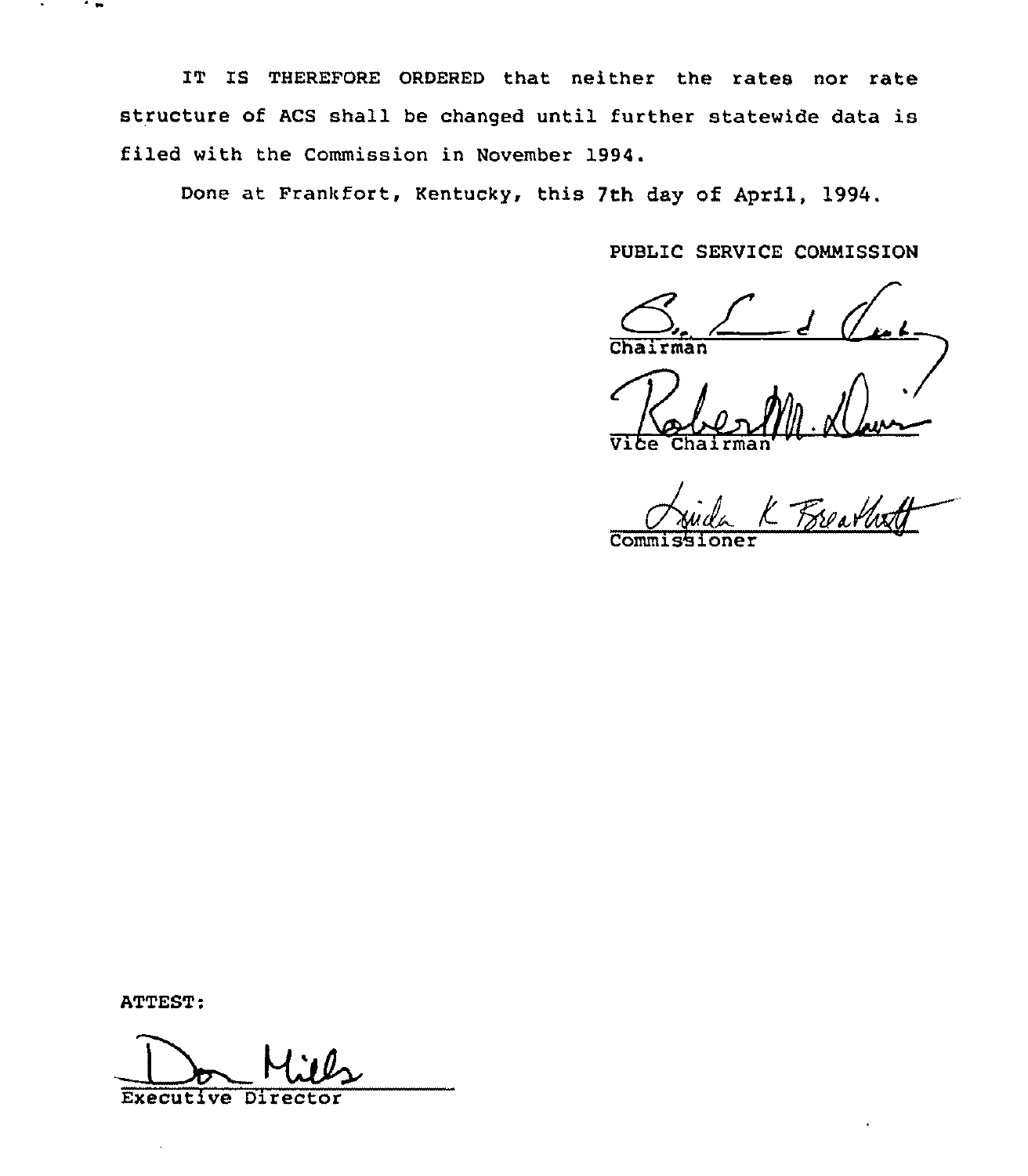IT IS THEREFORE ORDERED that neither the rates nor rate structure of ACS shall be changed until further statewide data is filed with the Commission in November 1994.

Done at Frankfort, Kentucky, this 7th day of April, 1994.

PUBLIC SERVICE COMMISSION

Chairman

Vice Chairman

Commissioner

ATTEST:

Executive Director